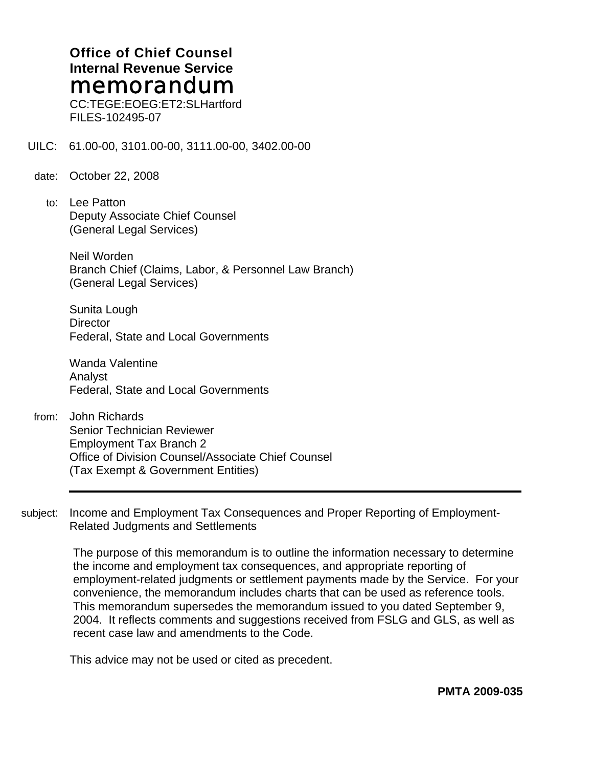**Office of Chief Counsel**
**Internal Revenue Service**
# memorandum

CC:TEGE:EOEG:ET2:SLHartford
FILES-102495-07

UILC: 61.00-00, 3101.00-00, 3111.00-00, 3402.00-00

date: October 22, 2008

to: Lee Patton
Deputy Associate Chief Counsel
(General Legal Services)

Neil Worden
Branch Chief (Claims, Labor, & Personnel Law Branch)
(General Legal Services)

Sunita Lough
Director
Federal, State and Local Governments

Wanda Valentine
Analyst
Federal, State and Local Governments

from: John Richards
Senior Technician Reviewer
Employment Tax Branch 2
Office of Division Counsel/Associate Chief Counsel
(Tax Exempt & Government Entities)

---

subject: Income and Employment Tax Consequences and Proper Reporting of Employment-Related Judgments and Settlements

The purpose of this memorandum is to outline the information necessary to determine the income and employment tax consequences, and appropriate reporting of employment-related judgments or settlement payments made by the Service. For your convenience, the memorandum includes charts that can be used as reference tools. This memorandum supersedes the memorandum issued to you dated September 9, 2004. It reflects comments and suggestions received from FSLG and GLS, as well as recent case law and amendments to the Code.

This advice may not be used or cited as precedent.

**PMTA 2009-035**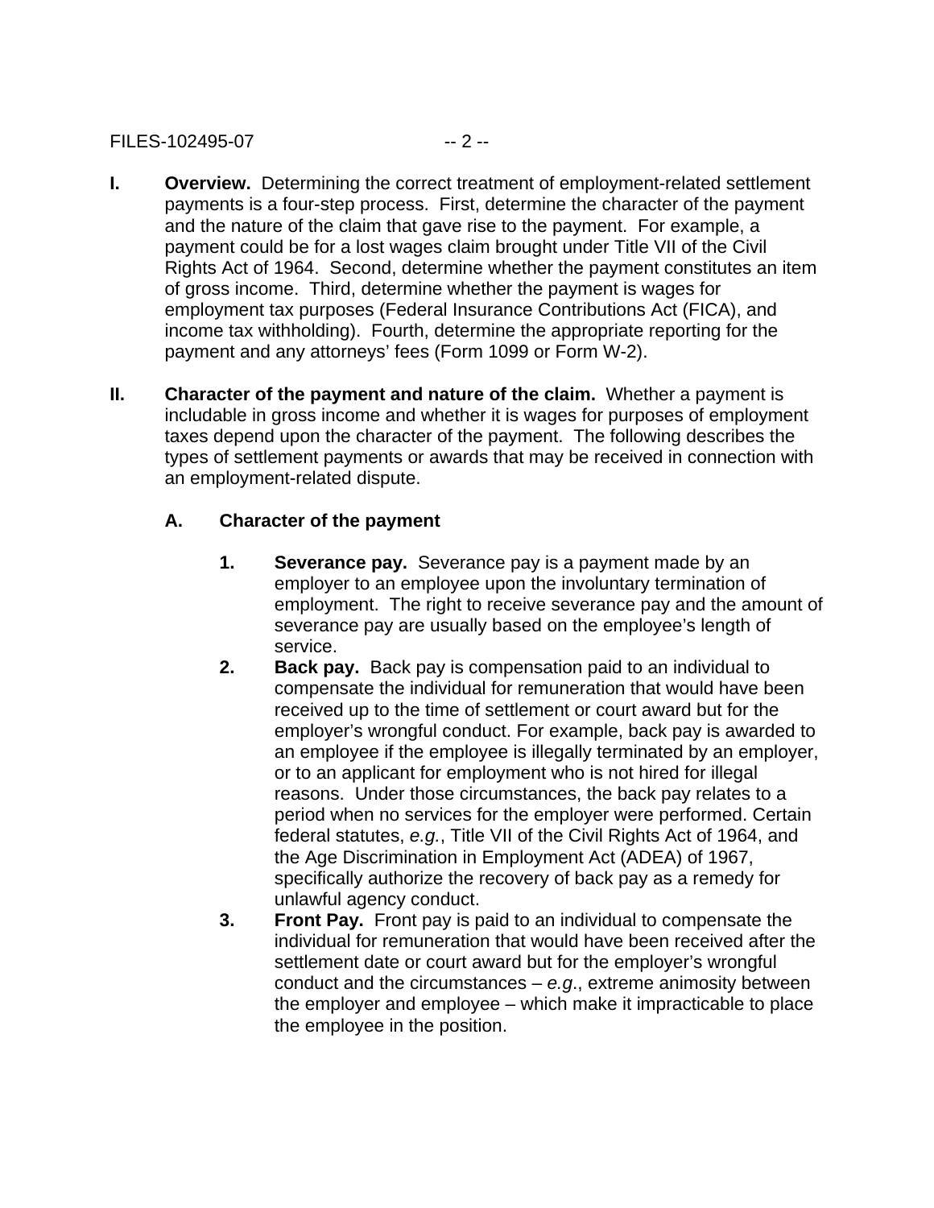**I. Overview.** Determining the correct treatment of employment-related settlement payments is a four-step process. First, determine the character of the payment and the nature of the claim that gave rise to the payment. For example, a payment could be for a lost wages claim brought under Title VII of the Civil Rights Act of 1964. Second, determine whether the payment constitutes an item of gross income. Third, determine whether the payment is wages for employment tax purposes (Federal Insurance Contributions Act (FICA), and income tax withholding). Fourth, determine the appropriate reporting for the payment and any attorneys' fees (Form 1099 or Form W-2).

**II. Character of the payment and nature of the claim.** Whether a payment is includable in gross income and whether it is wages for purposes of employment taxes depend upon the character of the payment. The following describes the types of settlement payments or awards that may be received in connection with an employment-related dispute.

**A. Character of the payment**

1. **Severance pay.** Severance pay is a payment made by an employer to an employee upon the involuntary termination of employment. The right to receive severance pay and the amount of severance pay are usually based on the employee's length of service.
2. **Back pay.** Back pay is compensation paid to an individual to compensate the individual for remuneration that would have been received up to the time of settlement or court award but for the employer's wrongful conduct. For example, back pay is awarded to an employee if the employee is illegally terminated by an employer, or to an applicant for employment who is not hired for illegal reasons. Under those circumstances, the back pay relates to a period when no services for the employer were performed. Certain federal statutes, *e.g.*, Title VII of the Civil Rights Act of 1964, and the Age Discrimination in Employment Act (ADEA) of 1967, specifically authorize the recovery of back pay as a remedy for unlawful agency conduct.
3. **Front Pay.** Front pay is paid to an individual to compensate the individual for remuneration that would have been received after the settlement date or court award but for the employer's wrongful conduct and the circumstances – *e.g.*, extreme animosity between the employer and employee – which make it impracticable to place the employee in the position.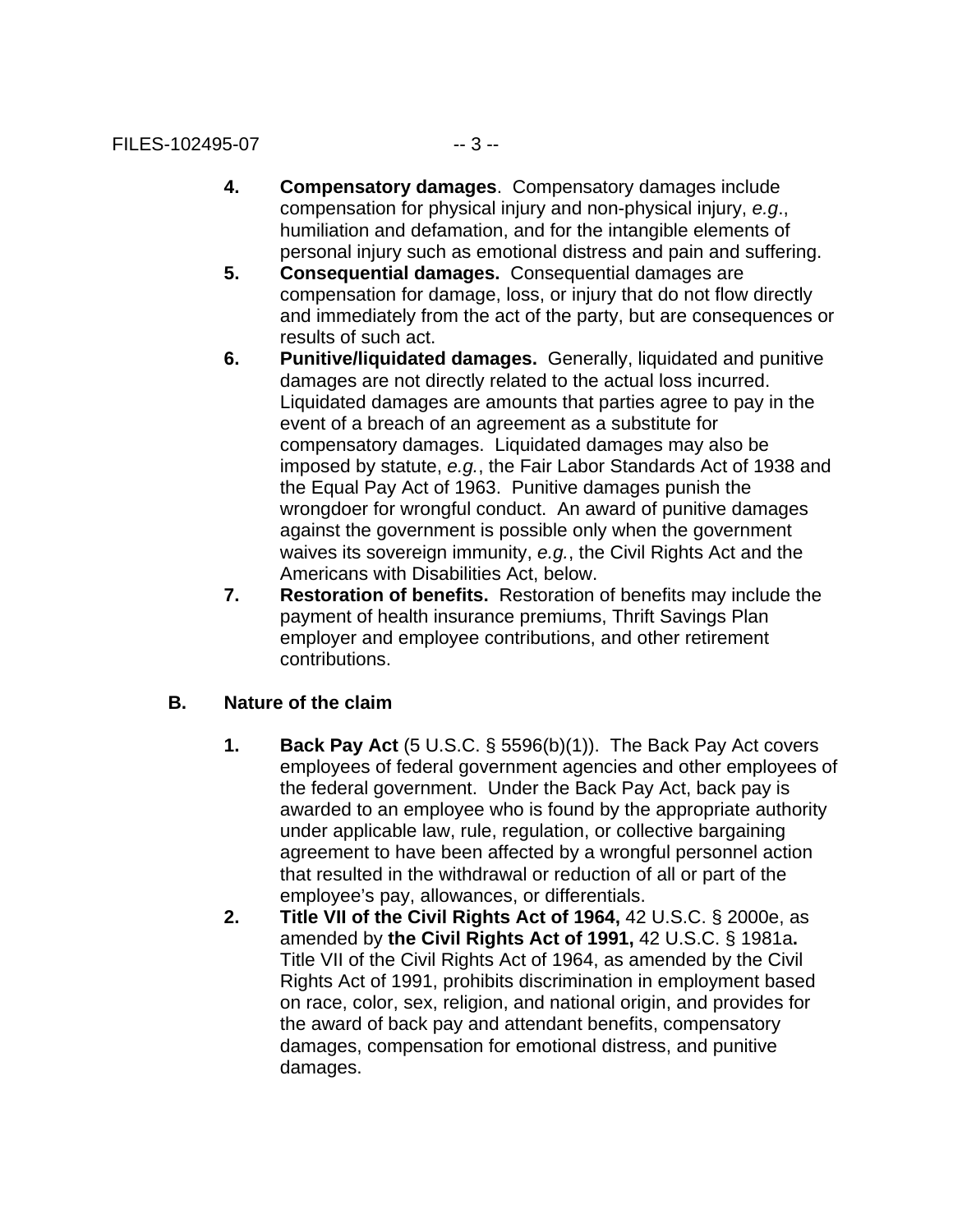4. **Compensatory damages**. Compensatory damages include compensation for physical injury and non-physical injury, *e.g*., humiliation and defamation, and for the intangible elements of personal injury such as emotional distress and pain and suffering.
5. **Consequential damages.** Consequential damages are compensation for damage, loss, or injury that do not flow directly and immediately from the act of the party, but are consequences or results of such act.
6. **Punitive/liquidated damages.** Generally, liquidated and punitive damages are not directly related to the actual loss incurred. Liquidated damages are amounts that parties agree to pay in the event of a breach of an agreement as a substitute for compensatory damages. Liquidated damages may also be imposed by statute, *e.g.*, the Fair Labor Standards Act of 1938 and the Equal Pay Act of 1963. Punitive damages punish the wrongdoer for wrongful conduct. An award of punitive damages against the government is possible only when the government waives its sovereign immunity, *e.g.*, the Civil Rights Act and the Americans with Disabilities Act, below.
7. **Restoration of benefits.** Restoration of benefits may include the payment of health insurance premiums, Thrift Savings Plan employer and employee contributions, and other retirement contributions.

## B. Nature of the claim

1. **Back Pay Act** (5 U.S.C. § 5596(b)(1)). The Back Pay Act covers employees of federal government agencies and other employees of the federal government. Under the Back Pay Act, back pay is awarded to an employee who is found by the appropriate authority under applicable law, rule, regulation, or collective bargaining agreement to have been affected by a wrongful personnel action that resulted in the withdrawal or reduction of all or part of the employee's pay, allowances, or differentials.
2. **Title VII of the Civil Rights Act of 1964,** 42 U.S.C. § 2000e, as amended by **the Civil Rights Act of 1991,** 42 U.S.C. § 1981a**.** Title VII of the Civil Rights Act of 1964, as amended by the Civil Rights Act of 1991, prohibits discrimination in employment based on race, color, sex, religion, and national origin, and provides for the award of back pay and attendant benefits, compensatory damages, compensation for emotional distress, and punitive damages.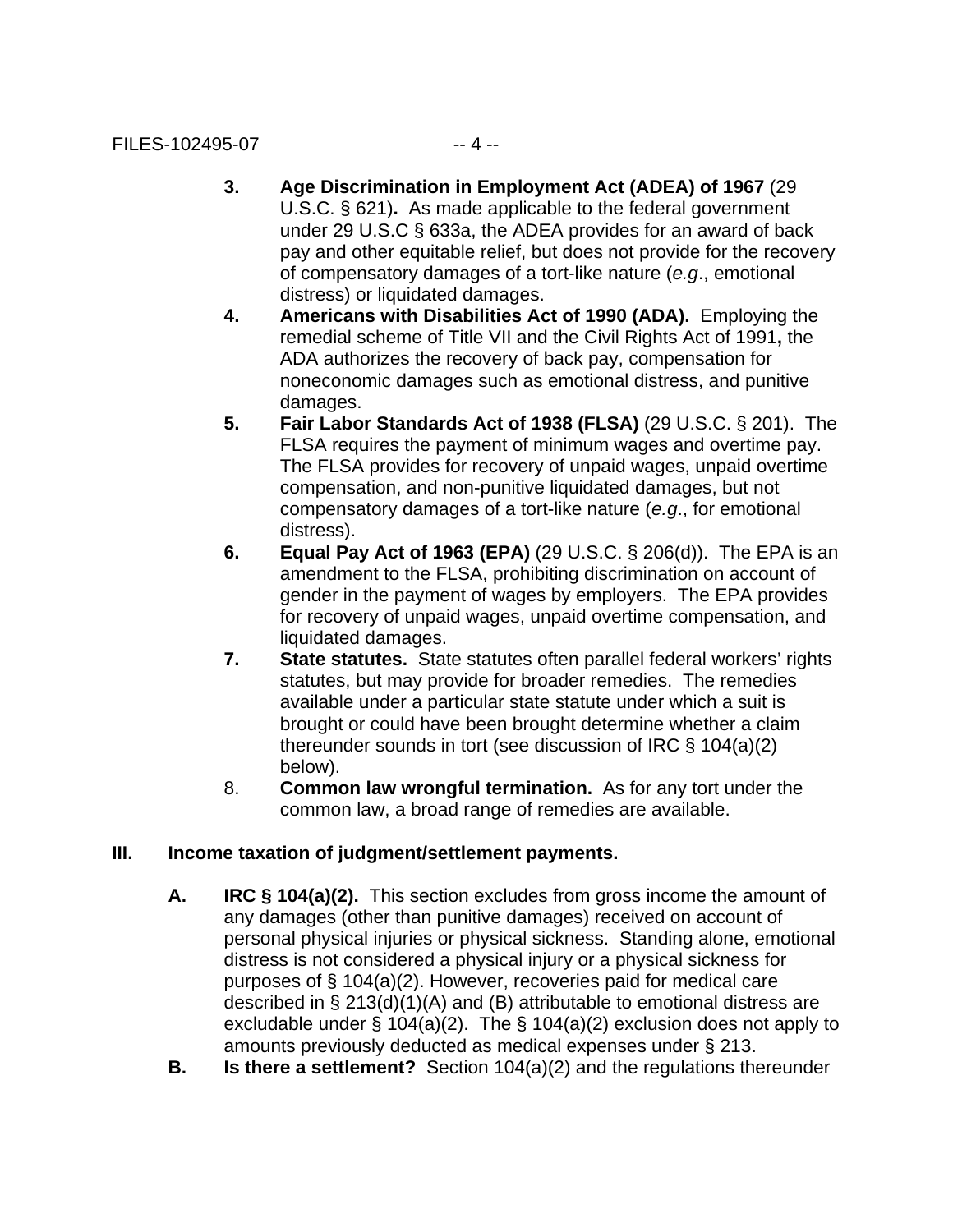3. **Age Discrimination in Employment Act (ADEA) of 1967** (29 U.S.C. § 621)**.** As made applicable to the federal government under 29 U.S.C § 633a, the ADEA provides for an award of back pay and other equitable relief, but does not provide for the recovery of compensatory damages of a tort-like nature (*e.g*., emotional distress) or liquidated damages.
4. **Americans with Disabilities Act of 1990 (ADA).** Employing the remedial scheme of Title VII and the Civil Rights Act of 1991**,** the ADA authorizes the recovery of back pay, compensation for noneconomic damages such as emotional distress, and punitive damages.
5. **Fair Labor Standards Act of 1938 (FLSA)** (29 U.S.C. § 201). The FLSA requires the payment of minimum wages and overtime pay. The FLSA provides for recovery of unpaid wages, unpaid overtime compensation, and non-punitive liquidated damages, but not compensatory damages of a tort-like nature (*e.g*., for emotional distress).
6. **Equal Pay Act of 1963 (EPA)** (29 U.S.C. § 206(d)). The EPA is an amendment to the FLSA, prohibiting discrimination on account of gender in the payment of wages by employers. The EPA provides for recovery of unpaid wages, unpaid overtime compensation, and liquidated damages.
7. **State statutes.** State statutes often parallel federal workers' rights statutes, but may provide for broader remedies. The remedies available under a particular state statute under which a suit is brought or could have been brought determine whether a claim thereunder sounds in tort (see discussion of IRC § 104(a)(2) below).
8. **Common law wrongful termination.** As for any tort under the common law, a broad range of remedies are available.

## III. Income taxation of judgment/settlement payments.

**A. IRC § 104(a)(2).** This section excludes from gross income the amount of any damages (other than punitive damages) received on account of personal physical injuries or physical sickness. Standing alone, emotional distress is not considered a physical injury or a physical sickness for purposes of § 104(a)(2). However, recoveries paid for medical care described in § 213(d)(1)(A) and (B) attributable to emotional distress are excludable under § 104(a)(2). The § 104(a)(2) exclusion does not apply to amounts previously deducted as medical expenses under § 213.

**B. Is there a settlement?** Section 104(a)(2) and the regulations thereunder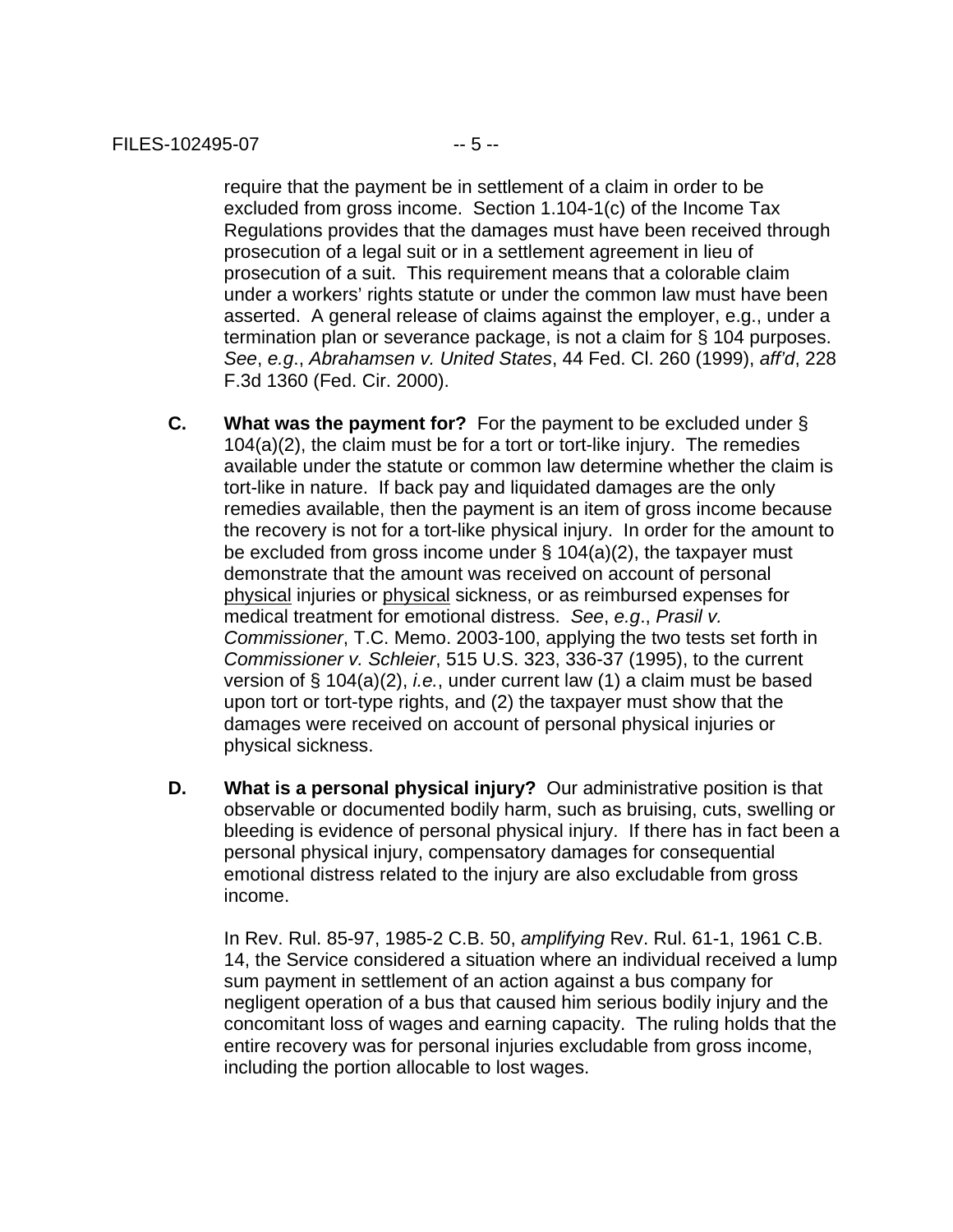require that the payment be in settlement of a claim in order to be excluded from gross income. Section 1.104-1(c) of the Income Tax Regulations provides that the damages must have been received through prosecution of a legal suit or in a settlement agreement in lieu of prosecution of a suit. This requirement means that a colorable claim under a workers' rights statute or under the common law must have been asserted. A general release of claims against the employer, e.g., under a termination plan or severance package, is not a claim for § 104 purposes. *See*, *e.g*., *Abrahamsen v. United States*, 44 Fed. Cl. 260 (1999), *aff'd*, 228 F.3d 1360 (Fed. Cir. 2000).

**C. What was the payment for?** For the payment to be excluded under § 104(a)(2), the claim must be for a tort or tort-like injury. The remedies available under the statute or common law determine whether the claim is tort-like in nature. If back pay and liquidated damages are the only remedies available, then the payment is an item of gross income because the recovery is not for a tort-like physical injury. In order for the amount to be excluded from gross income under § 104(a)(2), the taxpayer must demonstrate that the amount was received on account of personal <u>physical</u> injuries or <u>physical</u> sickness, or as reimbursed expenses for medical treatment for emotional distress. *See*, *e.g*., *Prasil v. Commissioner*, T.C. Memo. 2003-100, applying the two tests set forth in *Commissioner v. Schleier*, 515 U.S. 323, 336-37 (1995), to the current version of § 104(a)(2), *i.e.*, under current law (1) a claim must be based upon tort or tort-type rights, and (2) the taxpayer must show that the damages were received on account of personal physical injuries or physical sickness.

**D. What is a personal physical injury?** Our administrative position is that observable or documented bodily harm, such as bruising, cuts, swelling or bleeding is evidence of personal physical injury. If there has in fact been a personal physical injury, compensatory damages for consequential emotional distress related to the injury are also excludable from gross income.

In Rev. Rul. 85-97, 1985-2 C.B. 50, *amplifying* Rev. Rul. 61-1, 1961 C.B. 14, the Service considered a situation where an individual received a lump sum payment in settlement of an action against a bus company for negligent operation of a bus that caused him serious bodily injury and the concomitant loss of wages and earning capacity. The ruling holds that the entire recovery was for personal injuries excludable from gross income, including the portion allocable to lost wages.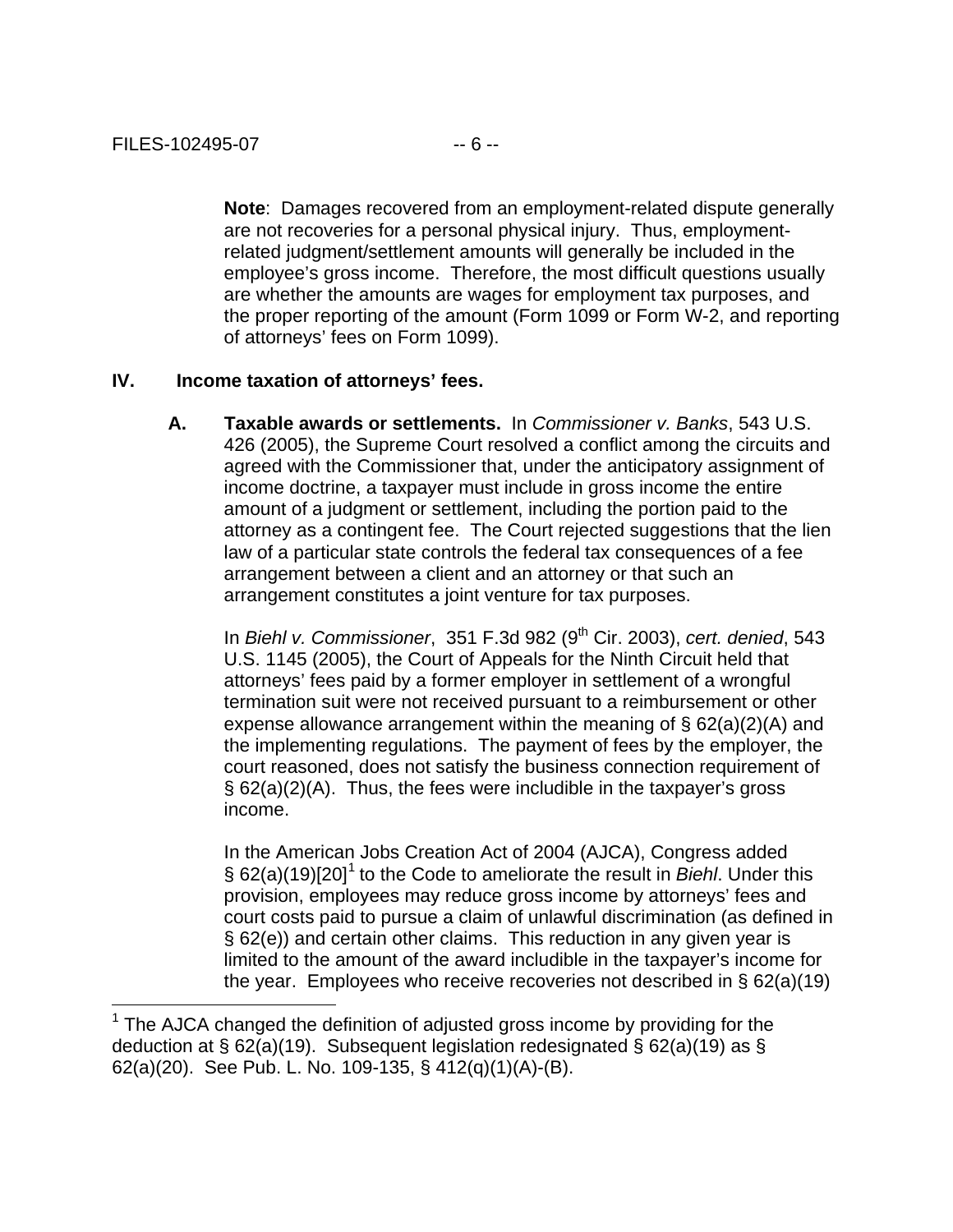**Note**: Damages recovered from an employment-related dispute generally are not recoveries for a personal physical injury. Thus, employment-related judgment/settlement amounts will generally be included in the employee's gross income. Therefore, the most difficult questions usually are whether the amounts are wages for employment tax purposes, and the proper reporting of the amount (Form 1099 or Form W-2, and reporting of attorneys' fees on Form 1099).

## IV. Income taxation of attorneys' fees.

**A. Taxable awards or settlements.** In *Commissioner v. Banks*, 543 U.S. 426 (2005), the Supreme Court resolved a conflict among the circuits and agreed with the Commissioner that, under the anticipatory assignment of income doctrine, a taxpayer must include in gross income the entire amount of a judgment or settlement, including the portion paid to the attorney as a contingent fee. The Court rejected suggestions that the lien law of a particular state controls the federal tax consequences of a fee arrangement between a client and an attorney or that such an arrangement constitutes a joint venture for tax purposes.

In *Biehl v. Commissioner*, 351 F.3d 982 (9th Cir. 2003), *cert. denied*, 543 U.S. 1145 (2005), the Court of Appeals for the Ninth Circuit held that attorneys' fees paid by a former employer in settlement of a wrongful termination suit were not received pursuant to a reimbursement or other expense allowance arrangement within the meaning of § 62(a)(2)(A) and the implementing regulations. The payment of fees by the employer, the court reasoned, does not satisfy the business connection requirement of § 62(a)(2)(A). Thus, the fees were includible in the taxpayer's gross income.

In the American Jobs Creation Act of 2004 (AJCA), Congress added § 62(a)(19)[20][1] to the Code to ameliorate the result in *Biehl*. Under this provision, employees may reduce gross income by attorneys' fees and court costs paid to pursue a claim of unlawful discrimination (as defined in § 62(e)) and certain other claims. This reduction in any given year is limited to the amount of the award includible in the taxpayer's income for the year. Employees who receive recoveries not described in § 62(a)(19)

---

[1] The AJCA changed the definition of adjusted gross income by providing for the deduction at § 62(a)(19). Subsequent legislation redesignated § 62(a)(19) as § 62(a)(20). See Pub. L. No. 109-135, § 412(q)(1)(A)-(B).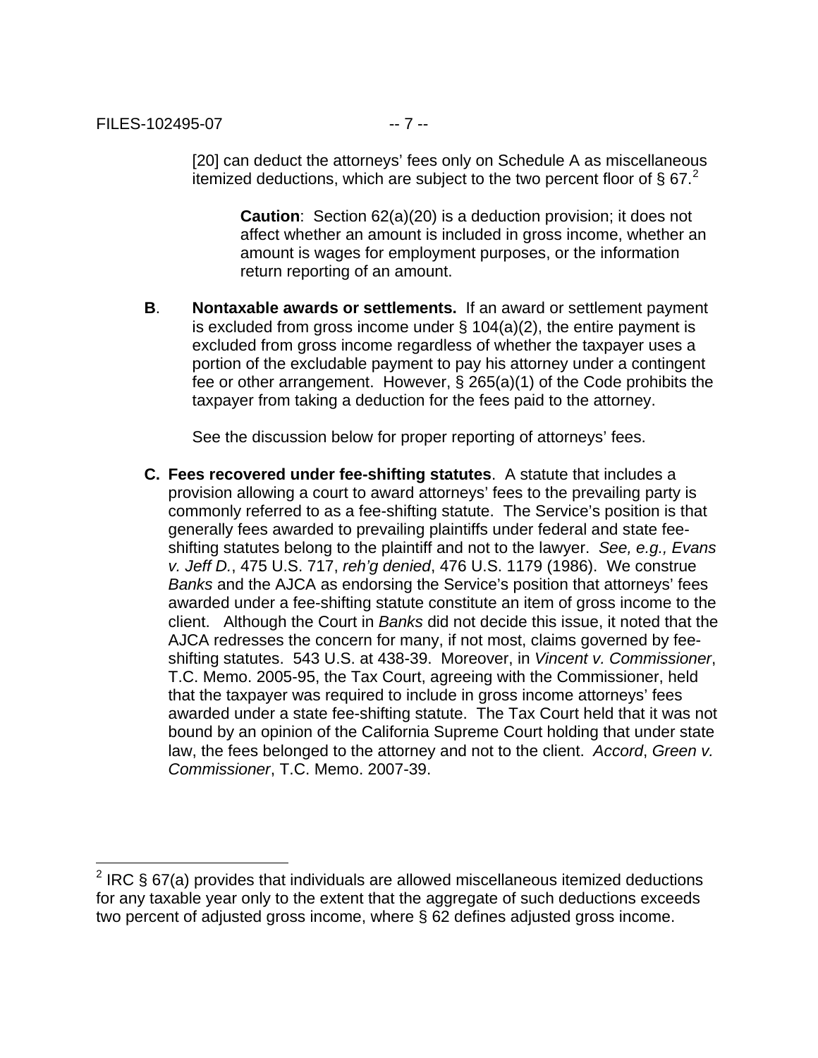[20] can deduct the attorneys' fees only on Schedule A as miscellaneous itemized deductions, which are subject to the two percent floor of § 67.[2]

> **Caution**: Section 62(a)(20) is a deduction provision; it does not affect whether an amount is included in gross income, whether an amount is wages for employment purposes, or the information return reporting of an amount.

**B**. **Nontaxable awards or settlements.** If an award or settlement payment is excluded from gross income under § 104(a)(2), the entire payment is excluded from gross income regardless of whether the taxpayer uses a portion of the excludable payment to pay his attorney under a contingent fee or other arrangement. However, § 265(a)(1) of the Code prohibits the taxpayer from taking a deduction for the fees paid to the attorney.

See the discussion below for proper reporting of attorneys' fees.

**C. Fees recovered under fee-shifting statutes**. A statute that includes a provision allowing a court to award attorneys' fees to the prevailing party is commonly referred to as a fee-shifting statute. The Service's position is that generally fees awarded to prevailing plaintiffs under federal and state fee-shifting statutes belong to the plaintiff and not to the lawyer. *See, e.g., Evans v. Jeff D.*, 475 U.S. 717, *reh'g denied*, 476 U.S. 1179 (1986). We construe *Banks* and the AJCA as endorsing the Service's position that attorneys' fees awarded under a fee-shifting statute constitute an item of gross income to the client. Although the Court in *Banks* did not decide this issue, it noted that the AJCA redresses the concern for many, if not most, claims governed by fee-shifting statutes. 543 U.S. at 438-39. Moreover, in *Vincent v. Commissioner*, T.C. Memo. 2005-95, the Tax Court, agreeing with the Commissioner, held that the taxpayer was required to include in gross income attorneys' fees awarded under a state fee-shifting statute. The Tax Court held that it was not bound by an opinion of the California Supreme Court holding that under state law, the fees belonged to the attorney and not to the client. *Accord*, *Green v. Commissioner*, T.C. Memo. 2007-39.

---

[2] IRC § 67(a) provides that individuals are allowed miscellaneous itemized deductions for any taxable year only to the extent that the aggregate of such deductions exceeds two percent of adjusted gross income, where § 62 defines adjusted gross income.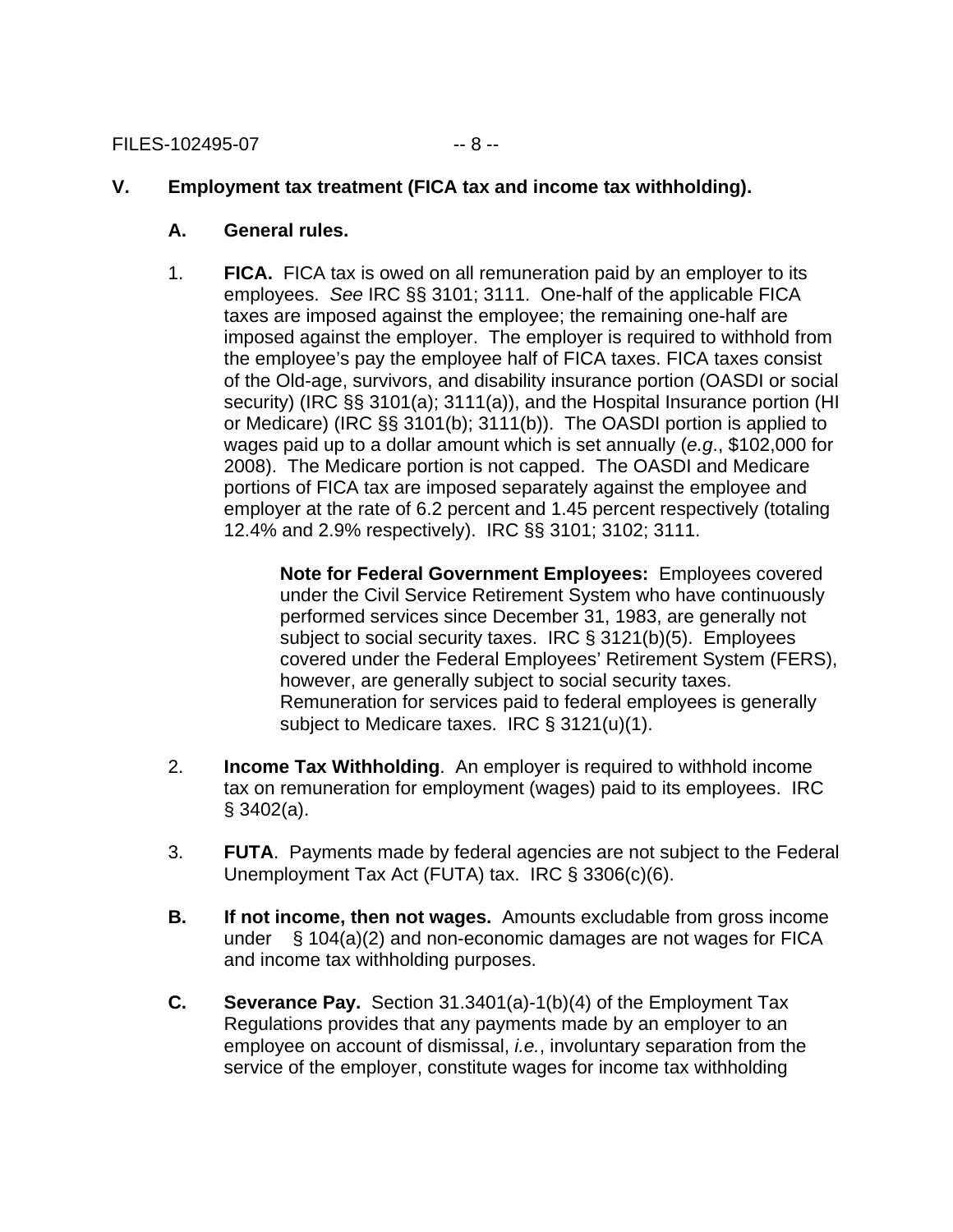## V. Employment tax treatment (FICA tax and income tax withholding).

### A. General rules.

1. **FICA.** FICA tax is owed on all remuneration paid by an employer to its employees. *See* IRC §§ 3101; 3111. One-half of the applicable FICA taxes are imposed against the employee; the remaining one-half are imposed against the employer. The employer is required to withhold from the employee's pay the employee half of FICA taxes. FICA taxes consist of the Old-age, survivors, and disability insurance portion (OASDI or social security) (IRC §§ 3101(a); 3111(a)), and the Hospital Insurance portion (HI or Medicare) (IRC §§ 3101(b); 3111(b)). The OASDI portion is applied to wages paid up to a dollar amount which is set annually (*e.g.*, $102,000 for 2008). The Medicare portion is not capped. The OASDI and Medicare portions of FICA tax are imposed separately against the employee and employer at the rate of 6.2 percent and 1.45 percent respectively (totaling 12.4% and 2.9% respectively). IRC §§ 3101; 3102; 3111.

   > **Note for Federal Government Employees:** Employees covered under the Civil Service Retirement System who have continuously performed services since December 31, 1983, are generally not subject to social security taxes. IRC § 3121(b)(5). Employees covered under the Federal Employees' Retirement System (FERS), however, are generally subject to social security taxes. Remuneration for services paid to federal employees is generally subject to Medicare taxes. IRC § 3121(u)(1).

2. **Income Tax Withholding**. An employer is required to withhold income tax on remuneration for employment (wages) paid to its employees. IRC § 3402(a).

3. **FUTA**. Payments made by federal agencies are not subject to the Federal Unemployment Tax Act (FUTA) tax. IRC § 3306(c)(6).

### B. If not income, then not wages.

Amounts excludable from gross income under § 104(a)(2) and non-economic damages are not wages for FICA and income tax withholding purposes.

### C. Severance Pay.

Section 31.3401(a)-1(b)(4) of the Employment Tax Regulations provides that any payments made by an employer to an employee on account of dismissal, *i.e.*, involuntary separation from the service of the employer, constitute wages for income tax withholding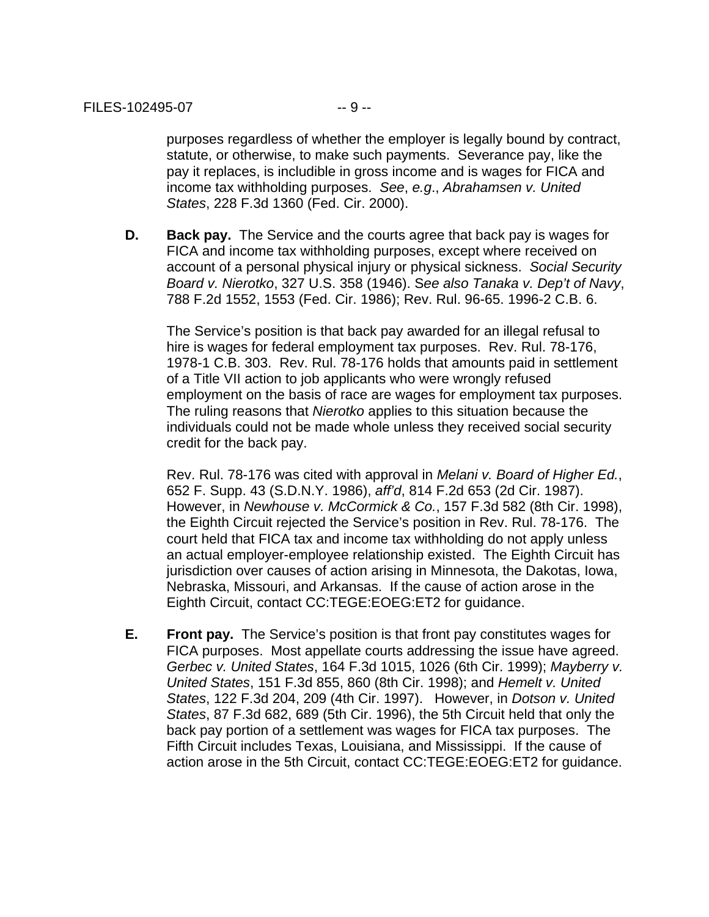purposes regardless of whether the employer is legally bound by contract, statute, or otherwise, to make such payments. Severance pay, like the pay it replaces, is includible in gross income and is wages for FICA and income tax withholding purposes. *See*, *e.g*., *Abrahamsen v. United States*, 228 F.3d 1360 (Fed. Cir. 2000).

**D. Back pay.** The Service and the courts agree that back pay is wages for FICA and income tax withholding purposes, except where received on account of a personal physical injury or physical sickness. *Social Security Board v. Nierotko*, 327 U.S. 358 (1946). S*ee also Tanaka v. Dep't of Navy*, 788 F.2d 1552, 1553 (Fed. Cir. 1986); Rev. Rul. 96-65. 1996-2 C.B. 6.

The Service's position is that back pay awarded for an illegal refusal to hire is wages for federal employment tax purposes. Rev. Rul. 78-176, 1978-1 C.B. 303. Rev. Rul. 78-176 holds that amounts paid in settlement of a Title VII action to job applicants who were wrongly refused employment on the basis of race are wages for employment tax purposes. The ruling reasons that *Nierotko* applies to this situation because the individuals could not be made whole unless they received social security credit for the back pay.

Rev. Rul. 78-176 was cited with approval in *Melani v. Board of Higher Ed.*, 652 F. Supp. 43 (S.D.N.Y. 1986), *aff'd*, 814 F.2d 653 (2d Cir. 1987). However, in *Newhouse v. McCormick & Co.*, 157 F.3d 582 (8th Cir. 1998), the Eighth Circuit rejected the Service's position in Rev. Rul. 78-176. The court held that FICA tax and income tax withholding do not apply unless an actual employer-employee relationship existed. The Eighth Circuit has jurisdiction over causes of action arising in Minnesota, the Dakotas, Iowa, Nebraska, Missouri, and Arkansas. If the cause of action arose in the Eighth Circuit, contact CC:TEGE:EOEG:ET2 for guidance.

**E. Front pay.** The Service's position is that front pay constitutes wages for FICA purposes. Most appellate courts addressing the issue have agreed. *Gerbec v. United States*, 164 F.3d 1015, 1026 (6th Cir. 1999); *Mayberry v. United States*, 151 F.3d 855, 860 (8th Cir. 1998); and *Hemelt v. United States*, 122 F.3d 204, 209 (4th Cir. 1997). However, in *Dotson v. United States*, 87 F.3d 682, 689 (5th Cir. 1996), the 5th Circuit held that only the back pay portion of a settlement was wages for FICA tax purposes. The Fifth Circuit includes Texas, Louisiana, and Mississippi. If the cause of action arose in the 5th Circuit, contact CC:TEGE:EOEG:ET2 for guidance.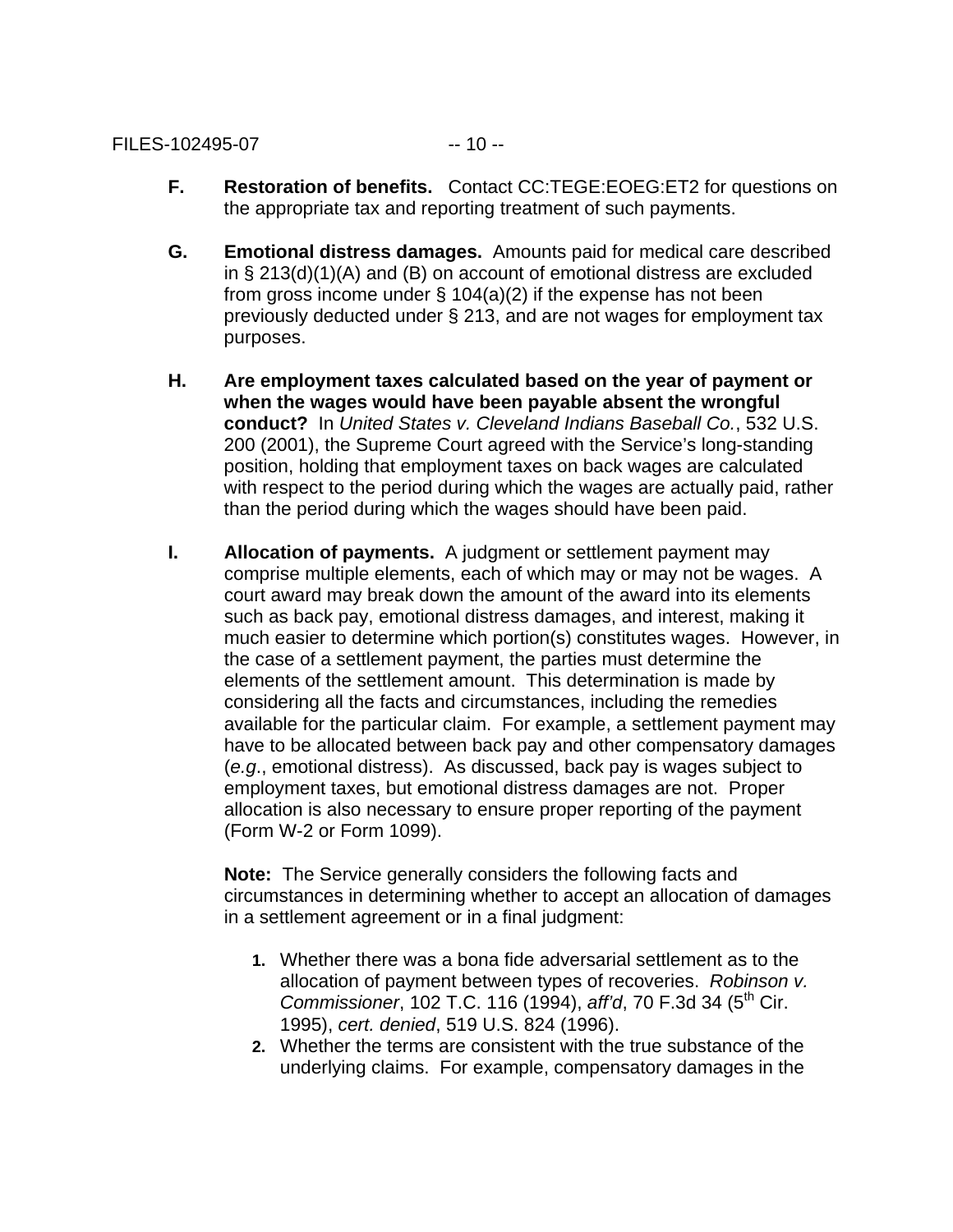**F.** **Restoration of benefits.** Contact CC:TEGE:EOEG:ET2 for questions on the appropriate tax and reporting treatment of such payments.

**G.** **Emotional distress damages.** Amounts paid for medical care described in § 213(d)(1)(A) and (B) on account of emotional distress are excluded from gross income under § 104(a)(2) if the expense has not been previously deducted under § 213, and are not wages for employment tax purposes.

**H.** **Are employment taxes calculated based on the year of payment or when the wages would have been payable absent the wrongful conduct?** In *United States v. Cleveland Indians Baseball Co.*, 532 U.S. 200 (2001), the Supreme Court agreed with the Service's long-standing position, holding that employment taxes on back wages are calculated with respect to the period during which the wages are actually paid, rather than the period during which the wages should have been paid.

**I.** **Allocation of payments.** A judgment or settlement payment may comprise multiple elements, each of which may or may not be wages. A court award may break down the amount of the award into its elements such as back pay, emotional distress damages, and interest, making it much easier to determine which portion(s) constitutes wages. However, in the case of a settlement payment, the parties must determine the elements of the settlement amount. This determination is made by considering all the facts and circumstances, including the remedies available for the particular claim. For example, a settlement payment may have to be allocated between back pay and other compensatory damages (*e.g*., emotional distress). As discussed, back pay is wages subject to employment taxes, but emotional distress damages are not. Proper allocation is also necessary to ensure proper reporting of the payment (Form W-2 or Form 1099).

**Note:** The Service generally considers the following facts and circumstances in determining whether to accept an allocation of damages in a settlement agreement or in a final judgment:

1. Whether there was a bona fide adversarial settlement as to the allocation of payment between types of recoveries. *Robinson v. Commissioner*, 102 T.C. 116 (1994), *aff'd*, 70 F.3d 34 (5th Cir. 1995), *cert. denied*, 519 U.S. 824 (1996).
2. Whether the terms are consistent with the true substance of the underlying claims. For example, compensatory damages in the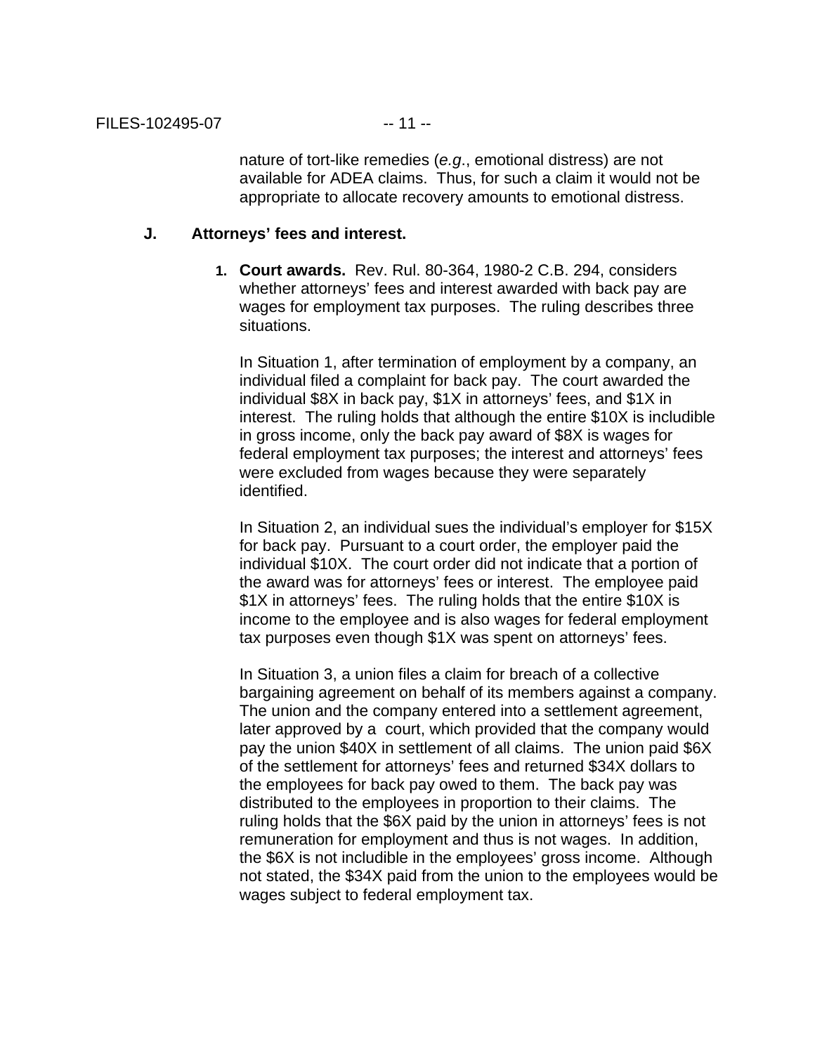nature of tort-like remedies (*e.g.*, emotional distress) are not available for ADEA claims. Thus, for such a claim it would not be appropriate to allocate recovery amounts to emotional distress.

### J. Attorneys' fees and interest.

1. **Court awards.** Rev. Rul. 80-364, 1980-2 C.B. 294, considers whether attorneys' fees and interest awarded with back pay are wages for employment tax purposes. The ruling describes three situations.

   In Situation 1, after termination of employment by a company, an individual filed a complaint for back pay. The court awarded the individual $8X in back pay, $1X in attorneys' fees, and $1X in interest. The ruling holds that although the entire $10X is includible in gross income, only the back pay award of $8X is wages for federal employment tax purposes; the interest and attorneys' fees were excluded from wages because they were separately identified.

   In Situation 2, an individual sues the individual's employer for $15X for back pay. Pursuant to a court order, the employer paid the individual $10X. The court order did not indicate that a portion of the award was for attorneys' fees or interest. The employee paid $1X in attorneys' fees. The ruling holds that the entire $10X is income to the employee and is also wages for federal employment tax purposes even though $1X was spent on attorneys' fees.

   In Situation 3, a union files a claim for breach of a collective bargaining agreement on behalf of its members against a company. The union and the company entered into a settlement agreement, later approved by a court, which provided that the company would pay the union $40X in settlement of all claims. The union paid $6X of the settlement for attorneys' fees and returned $34X dollars to the employees for back pay owed to them. The back pay was distributed to the employees in proportion to their claims. The ruling holds that the $6X paid by the union in attorneys' fees is not remuneration for employment and thus is not wages. In addition, the $6X is not includible in the employees' gross income. Although not stated, the $34X paid from the union to the employees would be wages subject to federal employment tax.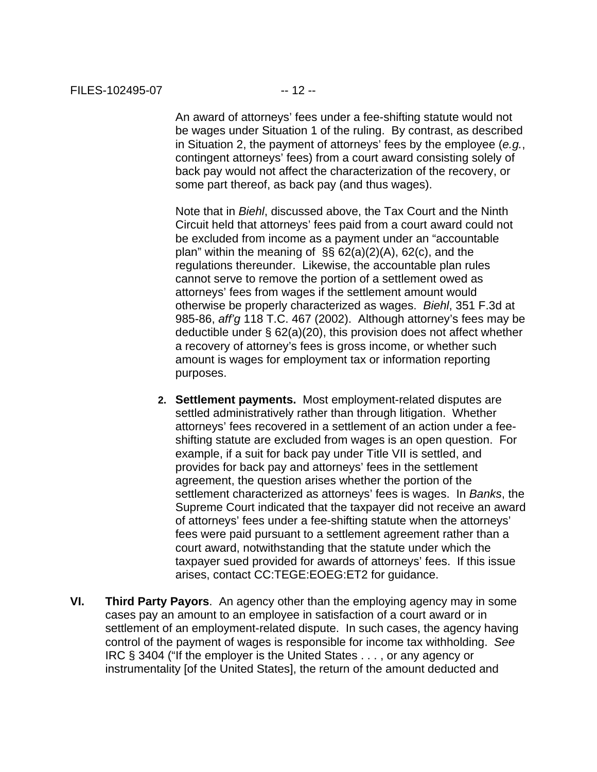An award of attorneys' fees under a fee-shifting statute would not be wages under Situation 1 of the ruling. By contrast, as described in Situation 2, the payment of attorneys' fees by the employee (*e.g.*, contingent attorneys' fees) from a court award consisting solely of back pay would not affect the characterization of the recovery, or some part thereof, as back pay (and thus wages).

Note that in *Biehl*, discussed above, the Tax Court and the Ninth Circuit held that attorneys' fees paid from a court award could not be excluded from income as a payment under an "accountable plan" within the meaning of §§ 62(a)(2)(A), 62(c), and the regulations thereunder. Likewise, the accountable plan rules cannot serve to remove the portion of a settlement owed as attorneys' fees from wages if the settlement amount would otherwise be properly characterized as wages. *Biehl*, 351 F.3d at 985-86, *aff'g* 118 T.C. 467 (2002). Although attorney's fees may be deductible under § 62(a)(20), this provision does not affect whether a recovery of attorney's fees is gross income, or whether such amount is wages for employment tax or information reporting purposes.

2. **Settlement payments.** Most employment-related disputes are settled administratively rather than through litigation. Whether attorneys' fees recovered in a settlement of an action under a fee-shifting statute are excluded from wages is an open question. For example, if a suit for back pay under Title VII is settled, and provides for back pay and attorneys' fees in the settlement agreement, the question arises whether the portion of the settlement characterized as attorneys' fees is wages. In *Banks*, the Supreme Court indicated that the taxpayer did not receive an award of attorneys' fees under a fee-shifting statute when the attorneys' fees were paid pursuant to a settlement agreement rather than a court award, notwithstanding that the statute under which the taxpayer sued provided for awards of attorneys' fees. If this issue arises, contact CC:TEGE:EOEG:ET2 for guidance.

**VI. Third Party Payors**. An agency other than the employing agency may in some cases pay an amount to an employee in satisfaction of a court award or in settlement of an employment-related dispute. In such cases, the agency having control of the payment of wages is responsible for income tax withholding. *See* IRC § 3404 ("If the employer is the United States . . . , or any agency or instrumentality [of the United States], the return of the amount deducted and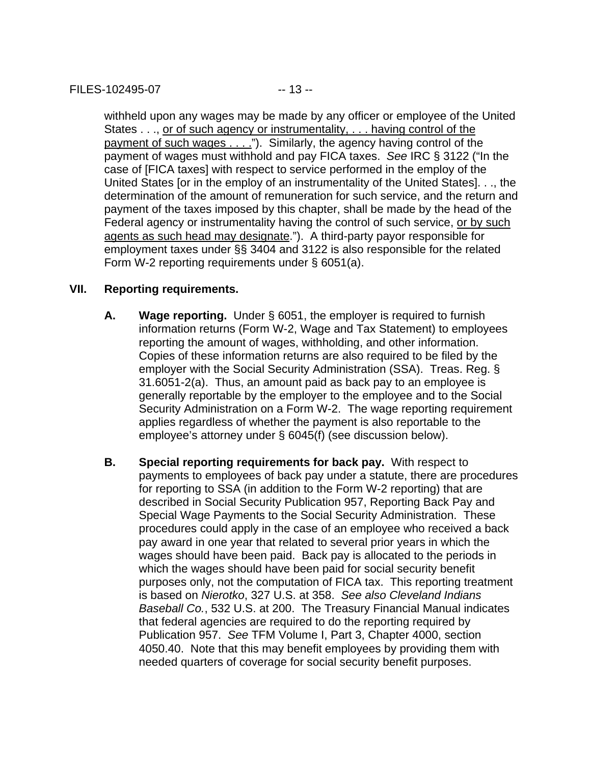withheld upon any wages may be made by any officer or employee of the United States . . ., <u>or of such agency or instrumentality, . . . having control of the payment of such wages . . . .</u>"). Similarly, the agency having control of the payment of wages must withhold and pay FICA taxes. *See* IRC § 3122 ("In the case of [FICA taxes] with respect to service performed in the employ of the United States [or in the employ of an instrumentality of the United States]. . ., the determination of the amount of remuneration for such service, and the return and payment of the taxes imposed by this chapter, shall be made by the head of the Federal agency or instrumentality having the control of such service, <u>or by such agents as such head may designate</u>."). A third-party payor responsible for employment taxes under §§ 3404 and 3122 is also responsible for the related Form W-2 reporting requirements under § 6051(a).

## VII. Reporting requirements.

**A. Wage reporting.** Under § 6051, the employer is required to furnish information returns (Form W-2, Wage and Tax Statement) to employees reporting the amount of wages, withholding, and other information. Copies of these information returns are also required to be filed by the employer with the Social Security Administration (SSA). Treas. Reg. § 31.6051-2(a). Thus, an amount paid as back pay to an employee is generally reportable by the employer to the employee and to the Social Security Administration on a Form W-2. The wage reporting requirement applies regardless of whether the payment is also reportable to the employee's attorney under § 6045(f) (see discussion below).

**B. Special reporting requirements for back pay.** With respect to payments to employees of back pay under a statute, there are procedures for reporting to SSA (in addition to the Form W-2 reporting) that are described in Social Security Publication 957, Reporting Back Pay and Special Wage Payments to the Social Security Administration. These procedures could apply in the case of an employee who received a back pay award in one year that related to several prior years in which the wages should have been paid. Back pay is allocated to the periods in which the wages should have been paid for social security benefit purposes only, not the computation of FICA tax. This reporting treatment is based on *Nierotko*, 327 U.S. at 358. *See also Cleveland Indians Baseball Co.*, 532 U.S. at 200. The Treasury Financial Manual indicates that federal agencies are required to do the reporting required by Publication 957. *See* TFM Volume I, Part 3, Chapter 4000, section 4050.40. Note that this may benefit employees by providing them with needed quarters of coverage for social security benefit purposes.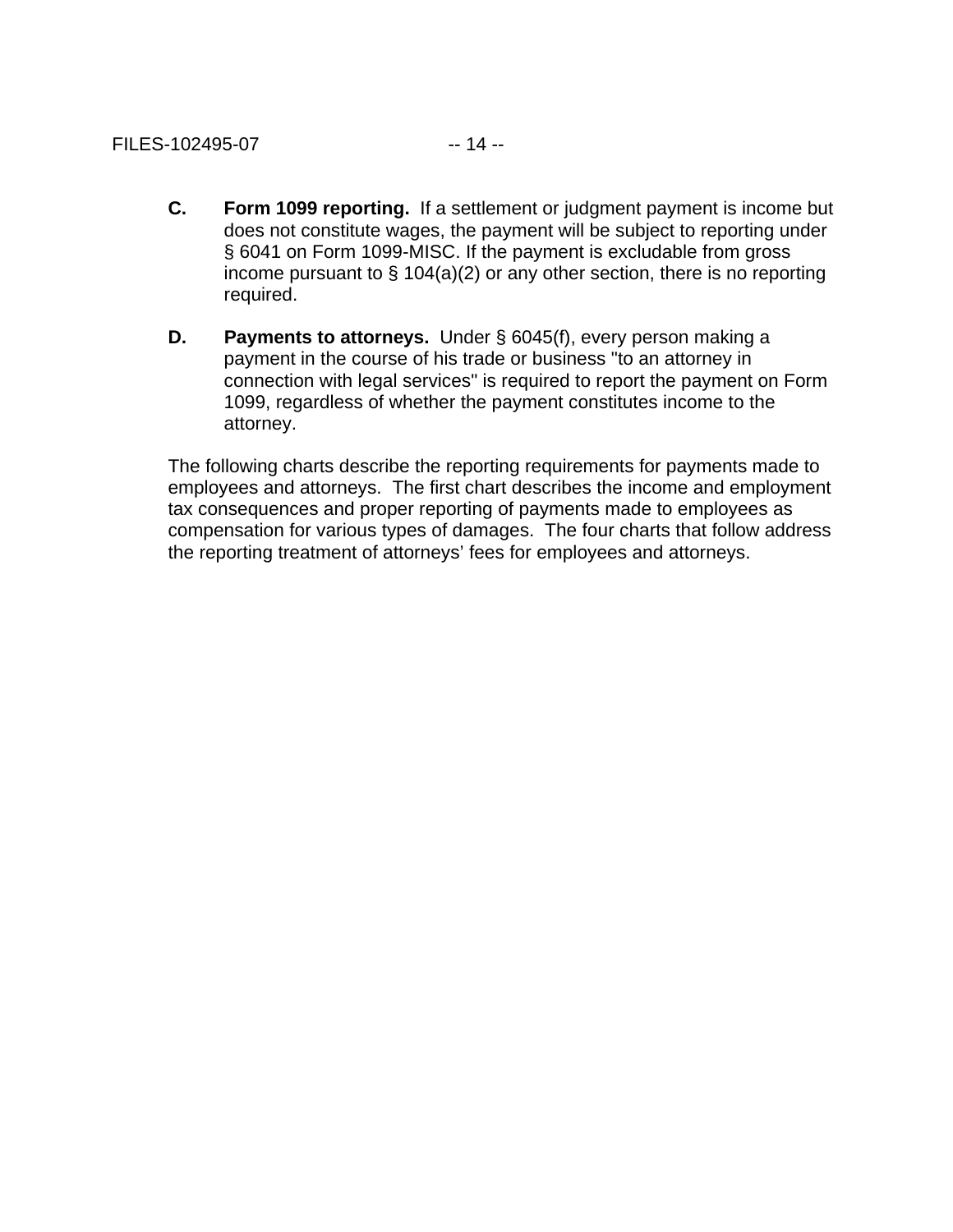**C. Form 1099 reporting.** If a settlement or judgment payment is income but does not constitute wages, the payment will be subject to reporting under § 6041 on Form 1099-MISC. If the payment is excludable from gross income pursuant to § 104(a)(2) or any other section, there is no reporting required.

**D. Payments to attorneys.** Under § 6045(f), every person making a payment in the course of his trade or business "to an attorney in connection with legal services" is required to report the payment on Form 1099, regardless of whether the payment constitutes income to the attorney.

The following charts describe the reporting requirements for payments made to employees and attorneys. The first chart describes the income and employment tax consequences and proper reporting of payments made to employees as compensation for various types of damages. The four charts that follow address the reporting treatment of attorneys' fees for employees and attorneys.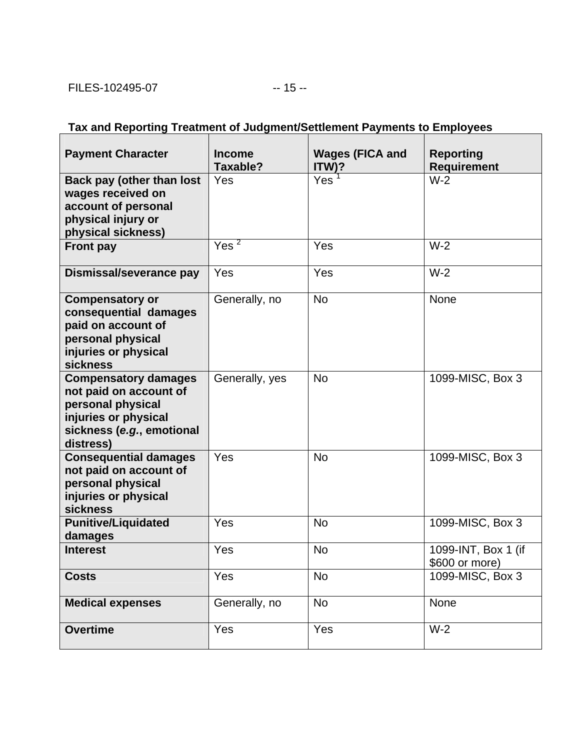**Tax and Reporting Treatment of Judgment/Settlement Payments to Employees**

| Payment Character | Income Taxable? | Wages (FICA and ITW)? | Reporting Requirement |
|---|---|---|---|
| **Back pay (other than lost wages received on account of personal physical injury or physical sickness)** | Yes | Yes [1] | W-2 |
| **Front pay** | Yes [2] | Yes | W-2 |
| **Dismissal/severance pay** | Yes | Yes | W-2 |
| **Compensatory or consequential damages paid on account of personal physical injuries or physical sickness** | Generally, no | No | None |
| **Compensatory damages not paid on account of personal physical injuries or physical sickness (*e.g.*, emotional distress)** | Generally, yes | No | 1099-MISC, Box 3 |
| **Consequential damages not paid on account of personal physical injuries or physical sickness** | Yes | No | 1099-MISC, Box 3 |
| **Punitive/Liquidated damages** | Yes | No | 1099-MISC, Box 3 |
| **Interest** | Yes | No | 1099-INT, Box 1 (if $600 or more) |
| **Costs** | Yes | No | 1099-MISC, Box 3 |
| **Medical expenses** | Generally, no | No | None |
| **Overtime** | Yes | Yes | W-2 |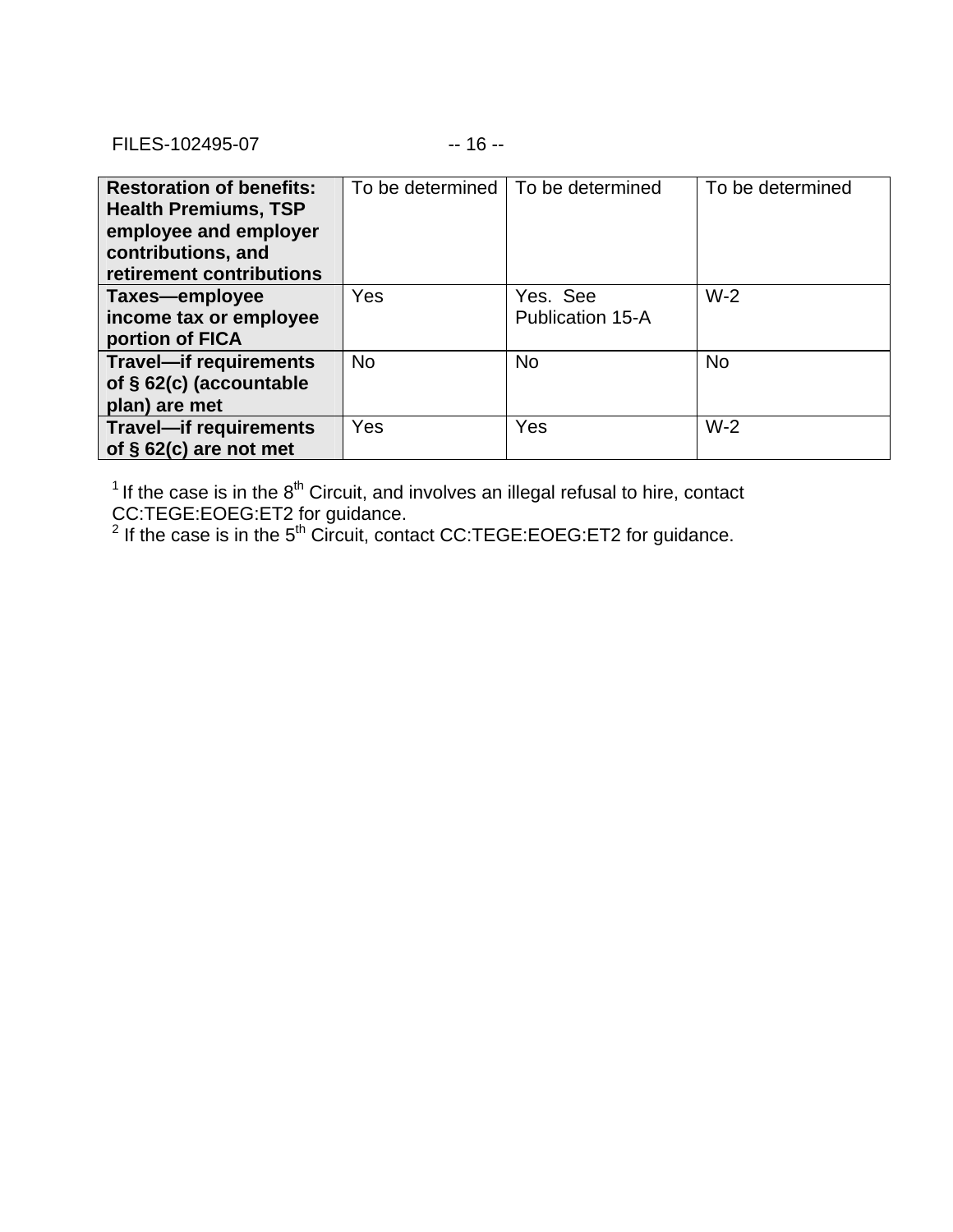| **Restoration of benefits: Health Premiums, TSP employee and employer contributions, and retirement contributions** | To be determined | To be determined | To be determined |
|---|---|---|---|
| **Taxes—employee income tax or employee portion of FICA** | Yes | Yes. See Publication 15-A | W-2 |
| **Travel—if requirements of § 62(c) (accountable plan) are met** | No | No | No |
| **Travel—if requirements of § 62(c) are not met** | Yes | Yes | W-2 |

[1] If the case is in the 8th Circuit, and involves an illegal refusal to hire, contact CC:TEGE:EOEG:ET2 for guidance.
[2] If the case is in the 5th Circuit, contact CC:TEGE:EOEG:ET2 for guidance.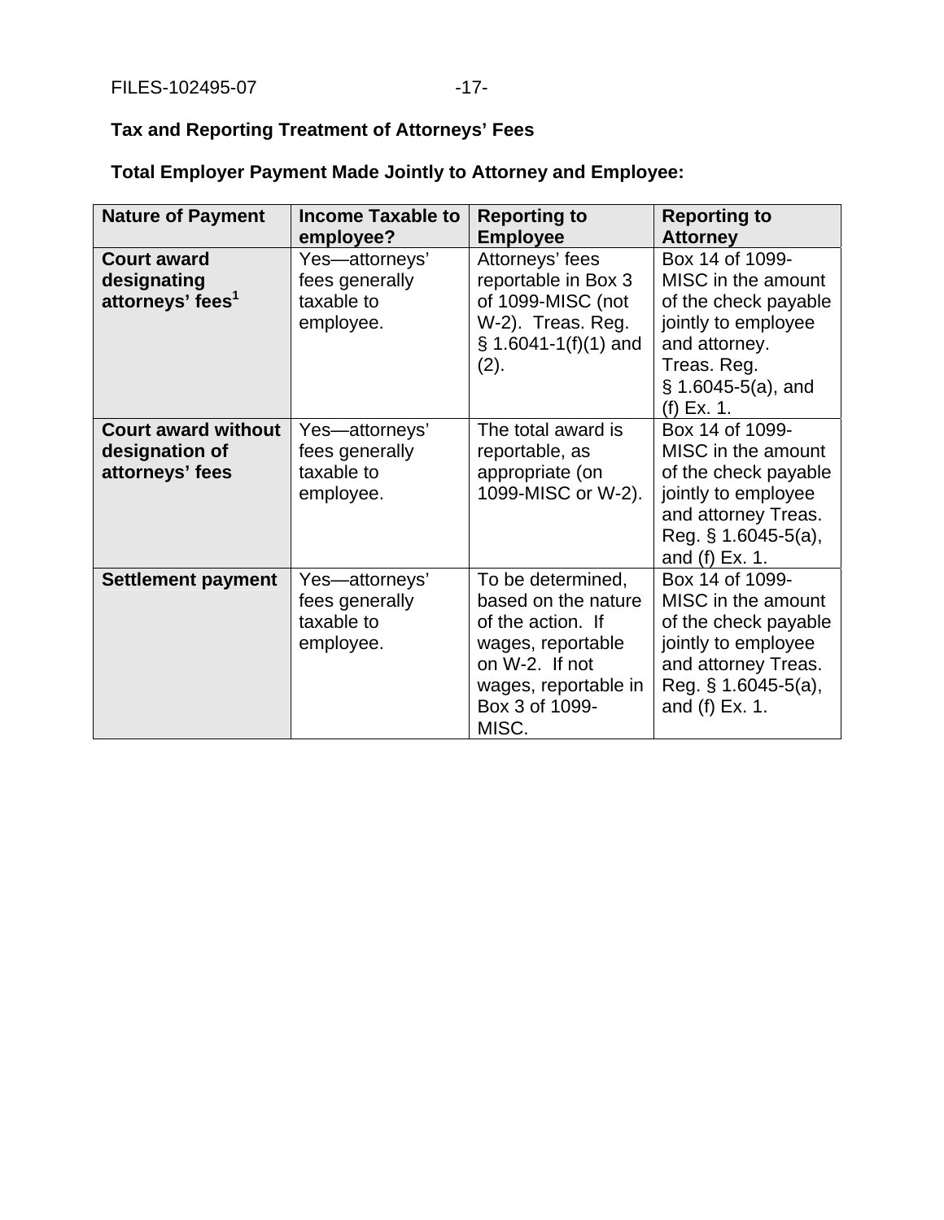**Tax and Reporting Treatment of Attorneys' Fees**

**Total Employer Payment Made Jointly to Attorney and Employee:**

| Nature of Payment | Income Taxable to employee? | Reporting to Employee | Reporting to Attorney |
|---|---|---|---|
| **Court award designating attorneys' fees[1]** | Yes—attorneys' fees generally taxable to employee. | Attorneys' fees reportable in Box 3 of 1099-MISC (not W-2). Treas. Reg. § 1.6041-1(f)(1) and (2). | Box 14 of 1099-MISC in the amount of the check payable jointly to employee and attorney. Treas. Reg. § 1.6045-5(a), and (f) Ex. 1. |
| **Court award without designation of attorneys' fees** | Yes—attorneys' fees generally taxable to employee. | The total award is reportable, as appropriate (on 1099-MISC or W-2). | Box 14 of 1099-MISC in the amount of the check payable jointly to employee and attorney Treas. Reg. § 1.6045-5(a), and (f) Ex. 1. |
| **Settlement payment** | Yes—attorneys' fees generally taxable to employee. | To be determined, based on the nature of the action. If wages, reportable on W-2. If not wages, reportable in Box 3 of 1099-MISC. | Box 14 of 1099-MISC in the amount of the check payable jointly to employee and attorney Treas. Reg. § 1.6045-5(a), and (f) Ex. 1. |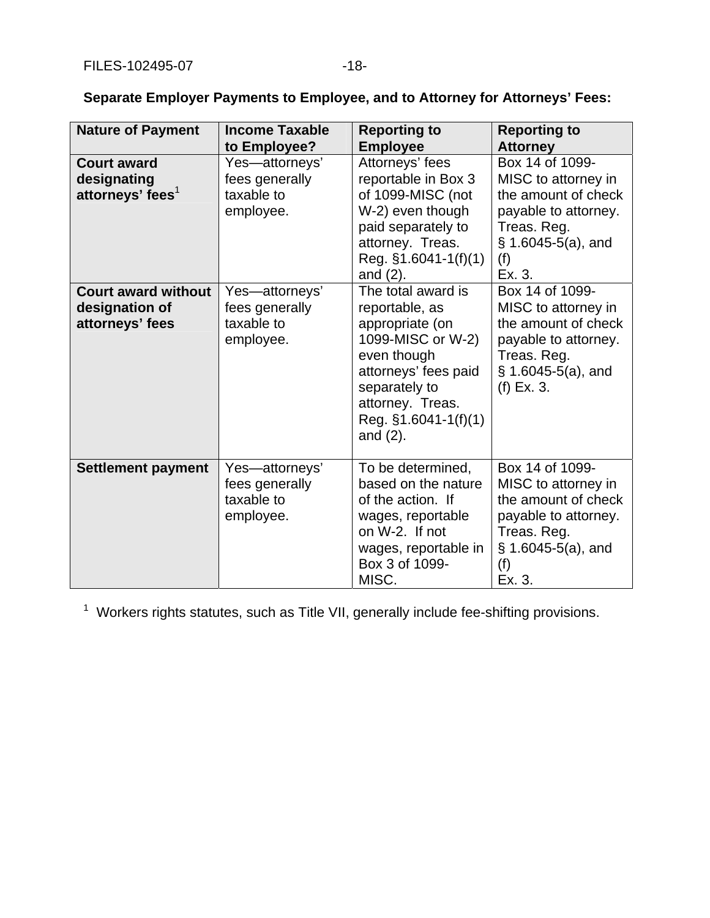**Separate Employer Payments to Employee, and to Attorney for Attorneys' Fees:**

| Nature of Payment | Income Taxable to Employee? | Reporting to Employee | Reporting to Attorney |
|---|---|---|---|
| **Court award designating attorneys' fees**[1] | Yes—attorneys' fees generally taxable to employee. | Attorneys' fees reportable in Box 3 of 1099-MISC (not W-2) even though paid separately to attorney. Treas. Reg. §1.6041-1(f)(1) and (2). | Box 14 of 1099-MISC to attorney in the amount of check payable to attorney. Treas. Reg. § 1.6045-5(a), and (f) Ex. 3. |
| **Court award without designation of attorneys' fees** | Yes—attorneys' fees generally taxable to employee. | The total award is reportable, as appropriate (on 1099-MISC or W-2) even though attorneys' fees paid separately to attorney. Treas. Reg. §1.6041-1(f)(1) and (2). | Box 14 of 1099-MISC to attorney in the amount of check payable to attorney. Treas. Reg. § 1.6045-5(a), and (f) Ex. 3. |
| **Settlement payment** | Yes—attorneys' fees generally taxable to employee. | To be determined, based on the nature of the action. If wages, reportable on W-2. If not wages, reportable in Box 3 of 1099-MISC. | Box 14 of 1099-MISC to attorney in the amount of check payable to attorney. Treas. Reg. § 1.6045-5(a), and (f) Ex. 3. |

[1] Workers rights statutes, such as Title VII, generally include fee-shifting provisions.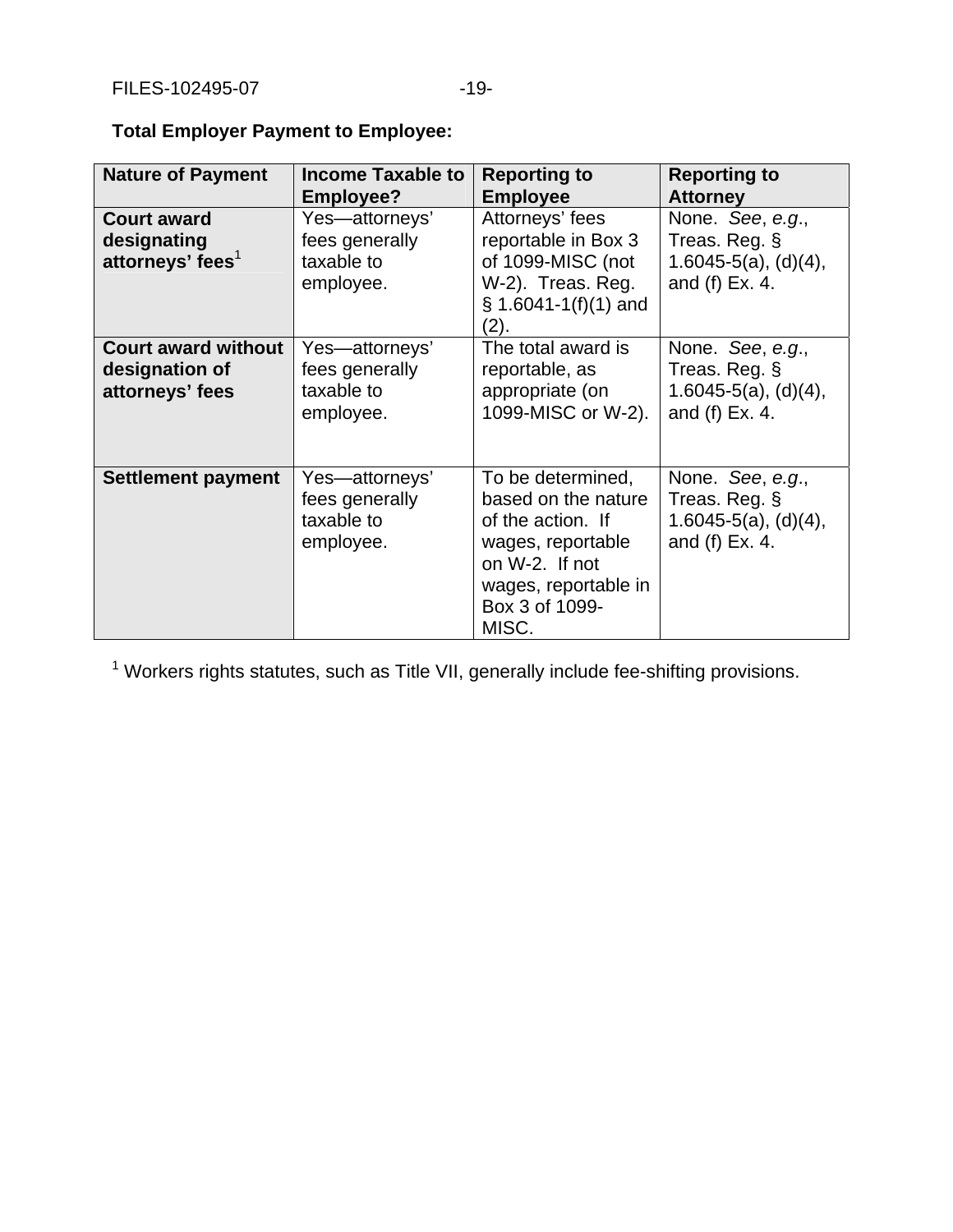**Total Employer Payment to Employee:**

| Nature of Payment | Income Taxable to Employee? | Reporting to Employee | Reporting to Attorney |
|---|---|---|---|
| **Court award designating attorneys' fees**[1] | Yes—attorneys' fees generally taxable to employee. | Attorneys' fees reportable in Box 3 of 1099-MISC (not W-2). Treas. Reg. § 1.6041-1(f)(1) and (2). | None. *See*, *e.g.*, Treas. Reg. § 1.6045-5(a), (d)(4), and (f) Ex. 4. |
| **Court award without designation of attorneys' fees** | Yes—attorneys' fees generally taxable to employee. | The total award is reportable, as appropriate (on 1099-MISC or W-2). | None. *See*, *e.g.*, Treas. Reg. § 1.6045-5(a), (d)(4), and (f) Ex. 4. |
| **Settlement payment** | Yes—attorneys' fees generally taxable to employee. | To be determined, based on the nature of the action. If wages, reportable on W-2. If not wages, reportable in Box 3 of 1099-MISC. | None. *See*, *e.g.*, Treas. Reg. § 1.6045-5(a), (d)(4), and (f) Ex. 4. |

[1] Workers rights statutes, such as Title VII, generally include fee-shifting provisions.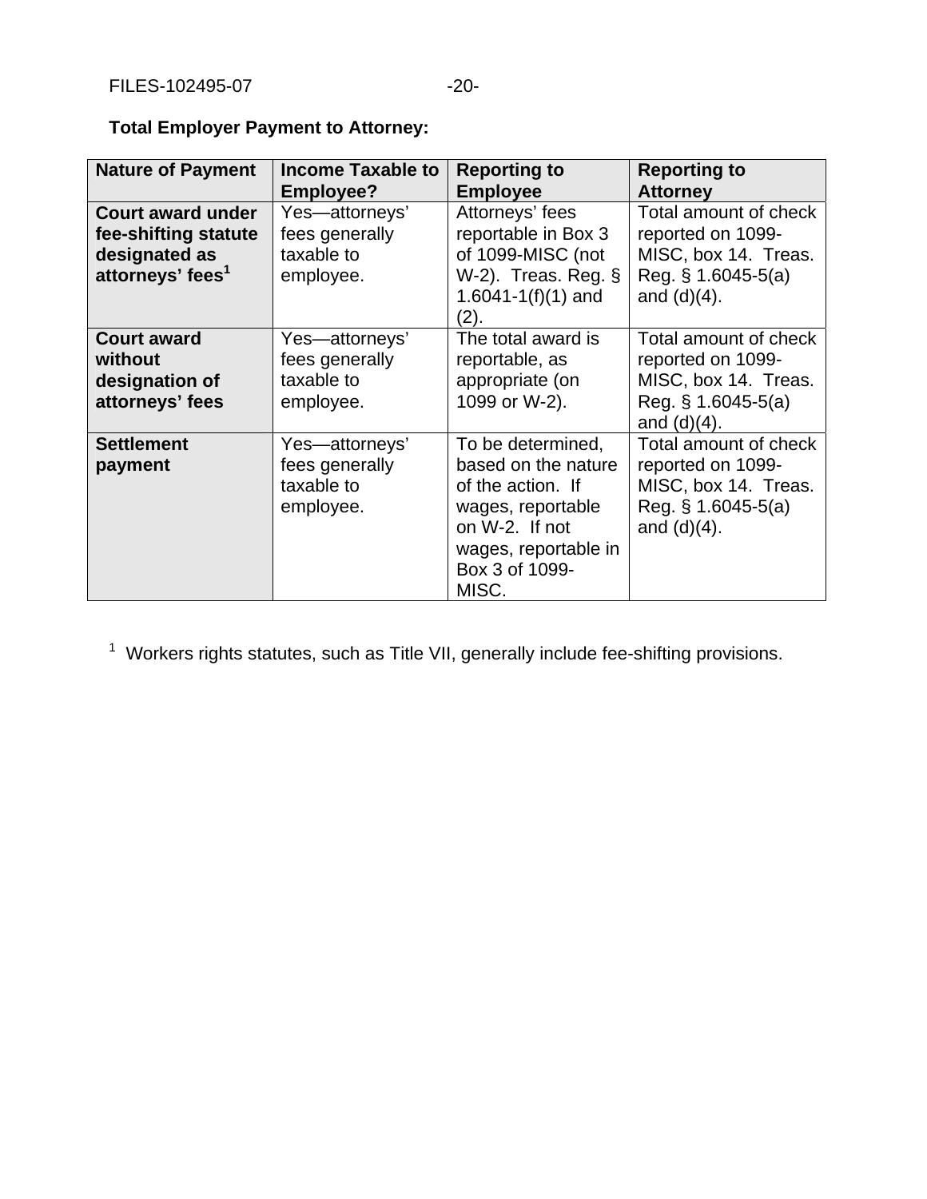**Total Employer Payment to Attorney:**

| Nature of Payment | Income Taxable to Employee? | Reporting to Employee | Reporting to Attorney |
|---|---|---|---|
| **Court award under fee-shifting statute designated as attorneys' fees**[1] | Yes—attorneys' fees generally taxable to employee. | Attorneys' fees reportable in Box 3 of 1099-MISC (not W-2). Treas. Reg. § 1.6041-1(f)(1) and (2). | Total amount of check reported on 1099-MISC, box 14. Treas. Reg. § 1.6045-5(a) and (d)(4). |
| **Court award without designation of attorneys' fees** | Yes—attorneys' fees generally taxable to employee. | The total award is reportable, as appropriate (on 1099 or W-2). | Total amount of check reported on 1099-MISC, box 14. Treas. Reg. § 1.6045-5(a) and (d)(4). |
| **Settlement payment** | Yes—attorneys' fees generally taxable to employee. | To be determined, based on the nature of the action. If wages, reportable on W-2. If not wages, reportable in Box 3 of 1099-MISC. | Total amount of check reported on 1099-MISC, box 14. Treas. Reg. § 1.6045-5(a) and (d)(4). |

[1] Workers rights statutes, such as Title VII, generally include fee-shifting provisions.